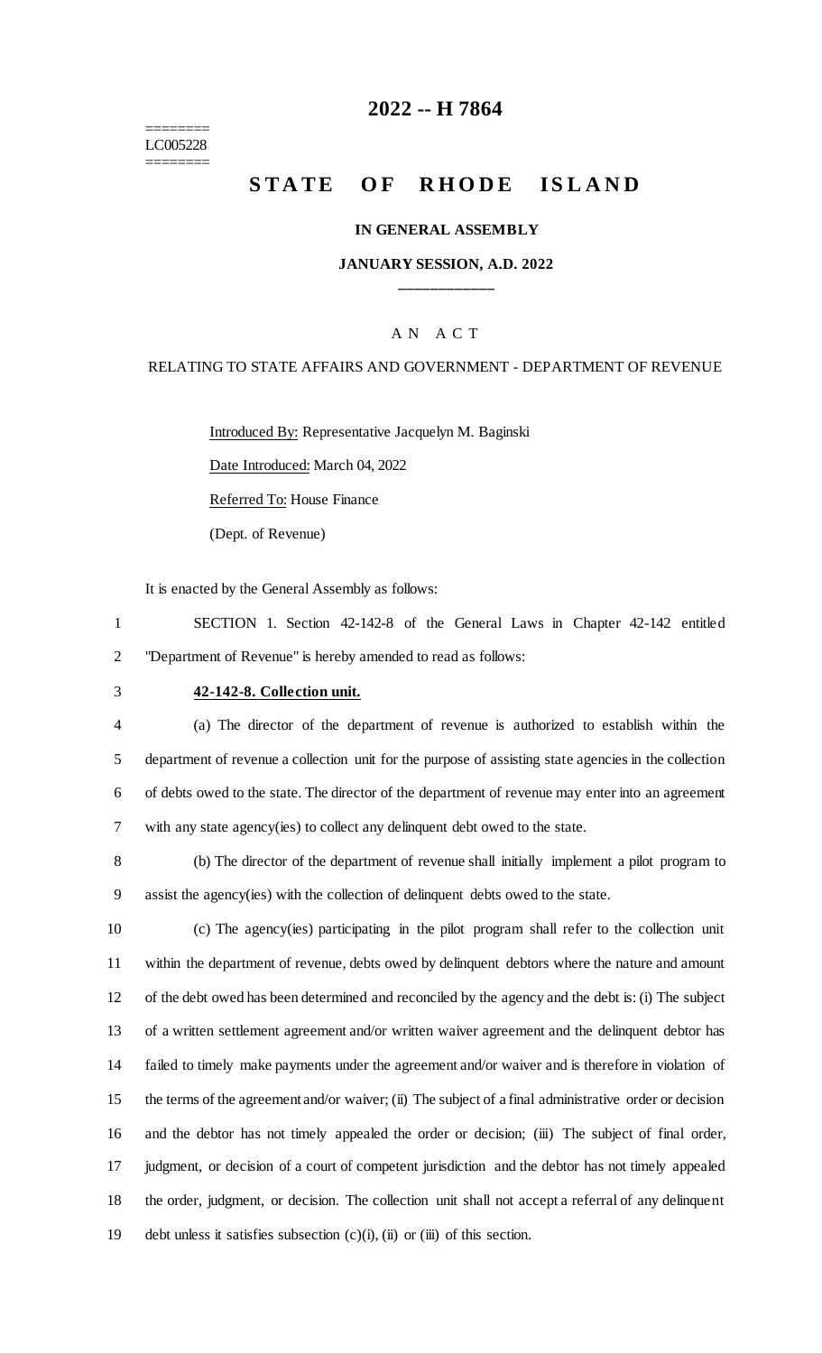========
LC005228
========

# 2022 -- H 7864

## STATE OF RHODE ISLAND

### IN GENERAL ASSEMBLY

### JANUARY SESSION, A.D. 2022

\_\_\_\_\_\_\_\_\_\_\_\_

A N A C T

RELATING TO STATE AFFAIRS AND GOVERNMENT - DEPARTMENT OF REVENUE

Introduced By: Representative Jacquelyn M. Baginski

Date Introduced: March 04, 2022

Referred To: House Finance

(Dept. of Revenue)

It is enacted by the General Assembly as follows:

1 SECTION 1. Section 42-142-8 of the General Laws in Chapter 42-142 entitled
2 "Department of Revenue" is hereby amended to read as follows:

3 **42-142-8. Collection unit.**

4 (a) The director of the department of revenue is authorized to establish within the
5 department of revenue a collection unit for the purpose of assisting state agencies in the collection
6 of debts owed to the state. The director of the department of revenue may enter into an agreement
7 with any state agency(ies) to collect any delinquent debt owed to the state.

8 (b) The director of the department of revenue shall initially implement a pilot program to
9 assist the agency(ies) with the collection of delinquent debts owed to the state.

10 (c) The agency(ies) participating in the pilot program shall refer to the collection unit
11 within the department of revenue, debts owed by delinquent debtors where the nature and amount
12 of the debt owed has been determined and reconciled by the agency and the debt is: (i) The subject
13 of a written settlement agreement and/or written waiver agreement and the delinquent debtor has
14 failed to timely make payments under the agreement and/or waiver and is therefore in violation of
15 the terms of the agreement and/or waiver; (ii) The subject of a final administrative order or decision
16 and the debtor has not timely appealed the order or decision; (iii) The subject of final order,
17 judgment, or decision of a court of competent jurisdiction and the debtor has not timely appealed
18 the order, judgment, or decision. The collection unit shall not accept a referral of any delinquent
19 debt unless it satisfies subsection (c)(i), (ii) or (iii) of this section.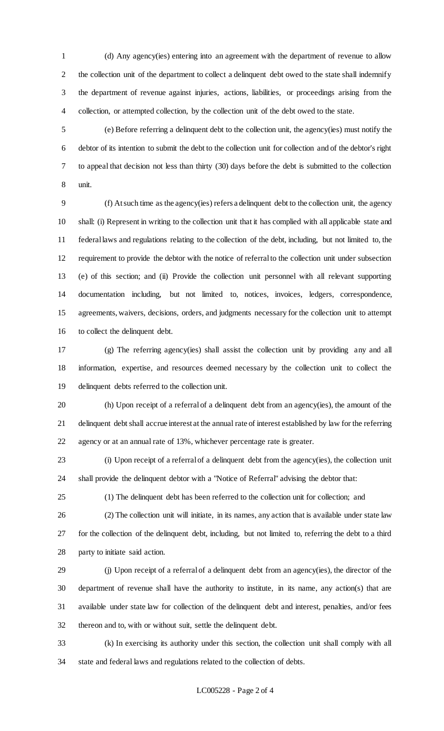(d) Any agency(ies) entering into an agreement with the department of revenue to allow the collection unit of the department to collect a delinquent debt owed to the state shall indemnify the department of revenue against injuries, actions, liabilities, or proceedings arising from the collection, or attempted collection, by the collection unit of the debt owed to the state.

(e) Before referring a delinquent debt to the collection unit, the agency(ies) must notify the debtor of its intention to submit the debt to the collection unit for collection and of the debtor's right to appeal that decision not less than thirty (30) days before the debt is submitted to the collection unit.

(f) At such time as the agency(ies) refers a delinquent debt to the collection unit, the agency shall: (i) Represent in writing to the collection unit that it has complied with all applicable state and federal laws and regulations relating to the collection of the debt, including, but not limited to, the requirement to provide the debtor with the notice of referral to the collection unit under subsection (e) of this section; and (ii) Provide the collection unit personnel with all relevant supporting documentation including, but not limited to, notices, invoices, ledgers, correspondence, agreements, waivers, decisions, orders, and judgments necessary for the collection unit to attempt to collect the delinquent debt.

(g) The referring agency(ies) shall assist the collection unit by providing any and all information, expertise, and resources deemed necessary by the collection unit to collect the delinquent debts referred to the collection unit.

(h) Upon receipt of a referral of a delinquent debt from an agency(ies), the amount of the delinquent debt shall accrue interest at the annual rate of interest established by law for the referring agency or at an annual rate of 13%, whichever percentage rate is greater.

(i) Upon receipt of a referral of a delinquent debt from the agency(ies), the collection unit shall provide the delinquent debtor with a "Notice of Referral" advising the debtor that:

(1) The delinquent debt has been referred to the collection unit for collection; and

(2) The collection unit will initiate, in its names, any action that is available under state law for the collection of the delinquent debt, including, but not limited to, referring the debt to a third party to initiate said action.

(j) Upon receipt of a referral of a delinquent debt from an agency(ies), the director of the department of revenue shall have the authority to institute, in its name, any action(s) that are available under state law for collection of the delinquent debt and interest, penalties, and/or fees thereon and to, with or without suit, settle the delinquent debt.

(k) In exercising its authority under this section, the collection unit shall comply with all state and federal laws and regulations related to the collection of debts.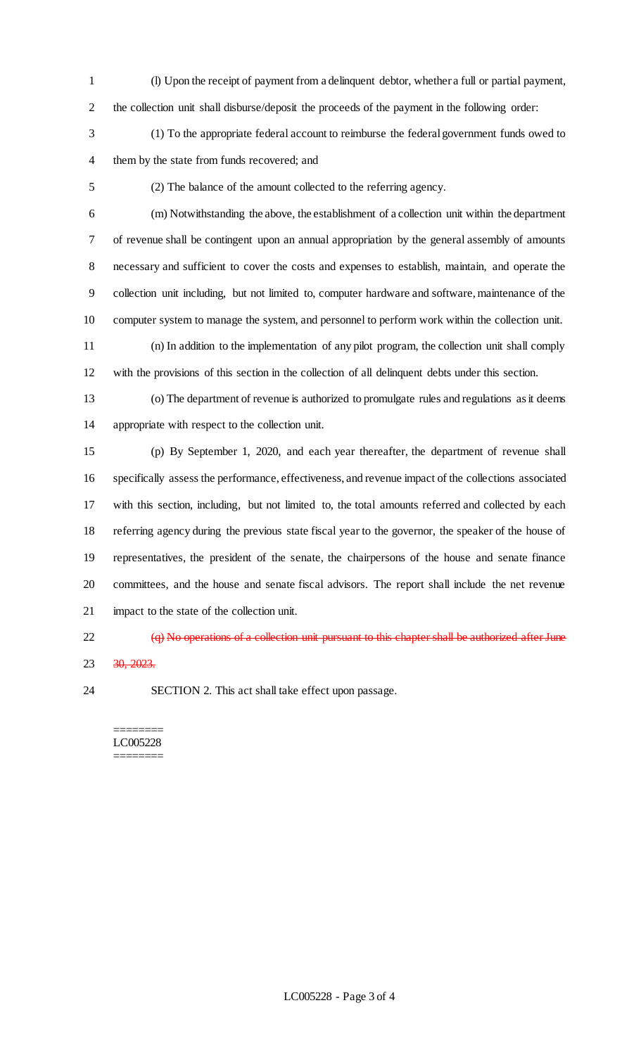(l) Upon the receipt of payment from a delinquent debtor, whether a full or partial payment, the collection unit shall disburse/deposit the proceeds of the payment in the following order:

(1) To the appropriate federal account to reimburse the federal government funds owed to them by the state from funds recovered; and

(2) The balance of the amount collected to the referring agency.

(m) Notwithstanding the above, the establishment of a collection unit within the department of revenue shall be contingent upon an annual appropriation by the general assembly of amounts necessary and sufficient to cover the costs and expenses to establish, maintain, and operate the collection unit including, but not limited to, computer hardware and software, maintenance of the computer system to manage the system, and personnel to perform work within the collection unit.

(n) In addition to the implementation of any pilot program, the collection unit shall comply with the provisions of this section in the collection of all delinquent debts under this section.

(o) The department of revenue is authorized to promulgate rules and regulations as it deems appropriate with respect to the collection unit.

(p) By September 1, 2020, and each year thereafter, the department of revenue shall specifically assess the performance, effectiveness, and revenue impact of the collections associated with this section, including, but not limited to, the total amounts referred and collected by each referring agency during the previous state fiscal year to the governor, the speaker of the house of representatives, the president of the senate, the chairpersons of the house and senate finance committees, and the house and senate fiscal advisors. The report shall include the net revenue impact to the state of the collection unit.

~~(q) No operations of a collection unit pursuant to this chapter shall be authorized after June 30, 2023.~~

SECTION 2. This act shall take effect upon passage.

========
LC005228
========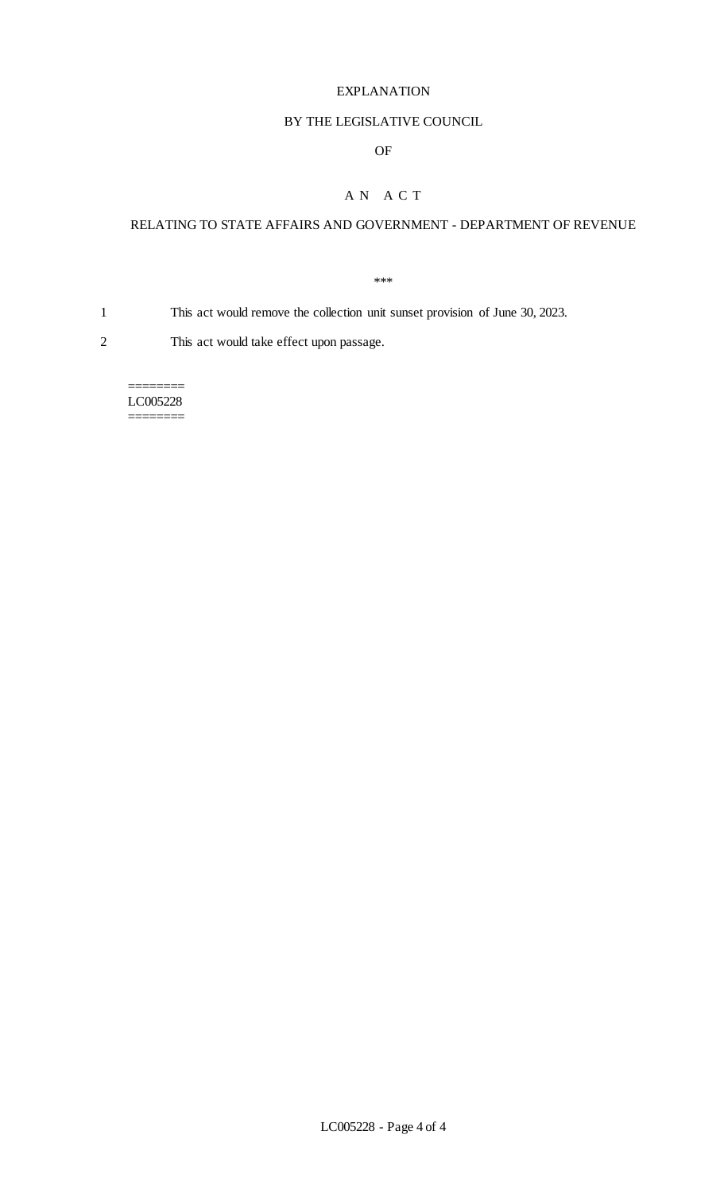EXPLANATION

BY THE LEGISLATIVE COUNCIL

OF

A N A C T

RELATING TO STATE AFFAIRS AND GOVERNMENT - DEPARTMENT OF REVENUE

\*\*\*

1 This act would remove the collection unit sunset provision of June 30, 2023.

2 This act would take effect upon passage.

========
LC005228
========